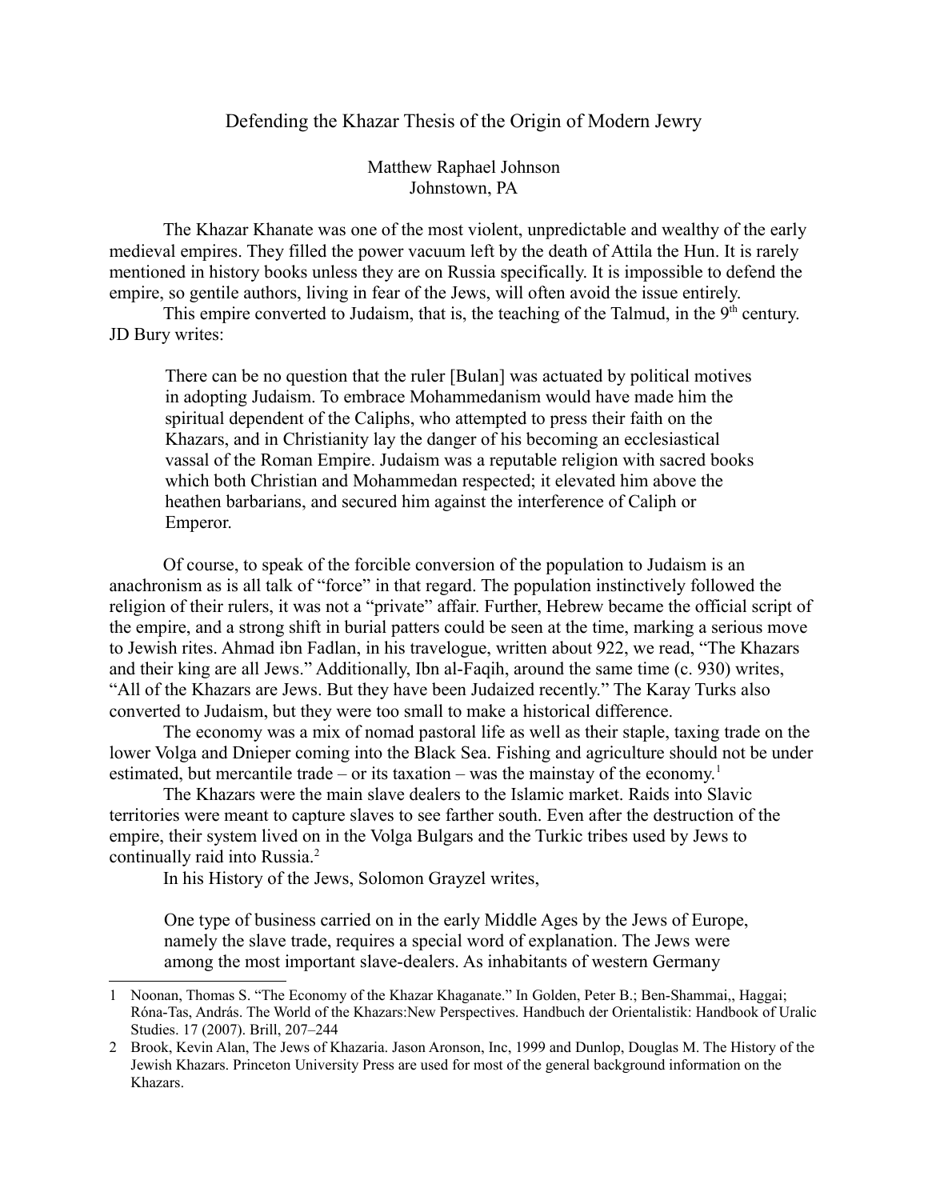# Defending the Khazar Thesis of the Origin of Modern Jewry

Matthew Raphael Johnson
Johnstown, PA

The Khazar Khanate was one of the most violent, unpredictable and wealthy of the early medieval empires. They filled the power vacuum left by the death of Attila the Hun. It is rarely mentioned in history books unless they are on Russia specifically. It is impossible to defend the empire, so gentile authors, living in fear of the Jews, will often avoid the issue entirely.

This empire converted to Judaism, that is, the teaching of the Talmud, in the 9th century. JD Bury writes:

> There can be no question that the ruler [Bulan] was actuated by political motives in adopting Judaism. To embrace Mohammedanism would have made him the spiritual dependent of the Caliphs, who attempted to press their faith on the Khazars, and in Christianity lay the danger of his becoming an ecclesiastical vassal of the Roman Empire. Judaism was a reputable religion with sacred books which both Christian and Mohammedan respected; it elevated him above the heathen barbarians, and secured him against the interference of Caliph or Emperor.

Of course, to speak of the forcible conversion of the population to Judaism is an anachronism as is all talk of "force" in that regard. The population instinctively followed the religion of their rulers, it was not a "private" affair. Further, Hebrew became the official script of the empire, and a strong shift in burial patters could be seen at the time, marking a serious move to Jewish rites. Ahmad ibn Fadlan, in his travelogue, written about 922, we read, "The Khazars and their king are all Jews." Additionally, Ibn al-Faqih, around the same time (c. 930) writes, "All of the Khazars are Jews. But they have been Judaized recently." The Karay Turks also converted to Judaism, but they were too small to make a historical difference.

The economy was a mix of nomad pastoral life as well as their staple, taxing trade on the lower Volga and Dnieper coming into the Black Sea. Fishing and agriculture should not be under estimated, but mercantile trade – or its taxation – was the mainstay of the economy.[1]

The Khazars were the main slave dealers to the Islamic market. Raids into Slavic territories were meant to capture slaves to see farther south. Even after the destruction of the empire, their system lived on in the Volga Bulgars and the Turkic tribes used by Jews to continually raid into Russia.[2]

In his History of the Jews, Solomon Grayzel writes,

> One type of business carried on in the early Middle Ages by the Jews of Europe, namely the slave trade, requires a special word of explanation. The Jews were among the most important slave-dealers. As inhabitants of western Germany

---

1 Noonan, Thomas S. "The Economy of the Khazar Khaganate." In Golden, Peter B.; Ben-Shammai,, Haggai; Róna-Tas, András. The World of the Khazars:New Perspectives. Handbuch der Orientalistik: Handbook of Uralic Studies. 17 (2007). Brill, 207–244

2 Brook, Kevin Alan, The Jews of Khazaria. Jason Aronson, Inc, 1999 and Dunlop, Douglas M. The History of the Jewish Khazars. Princeton University Press are used for most of the general background information on the Khazars.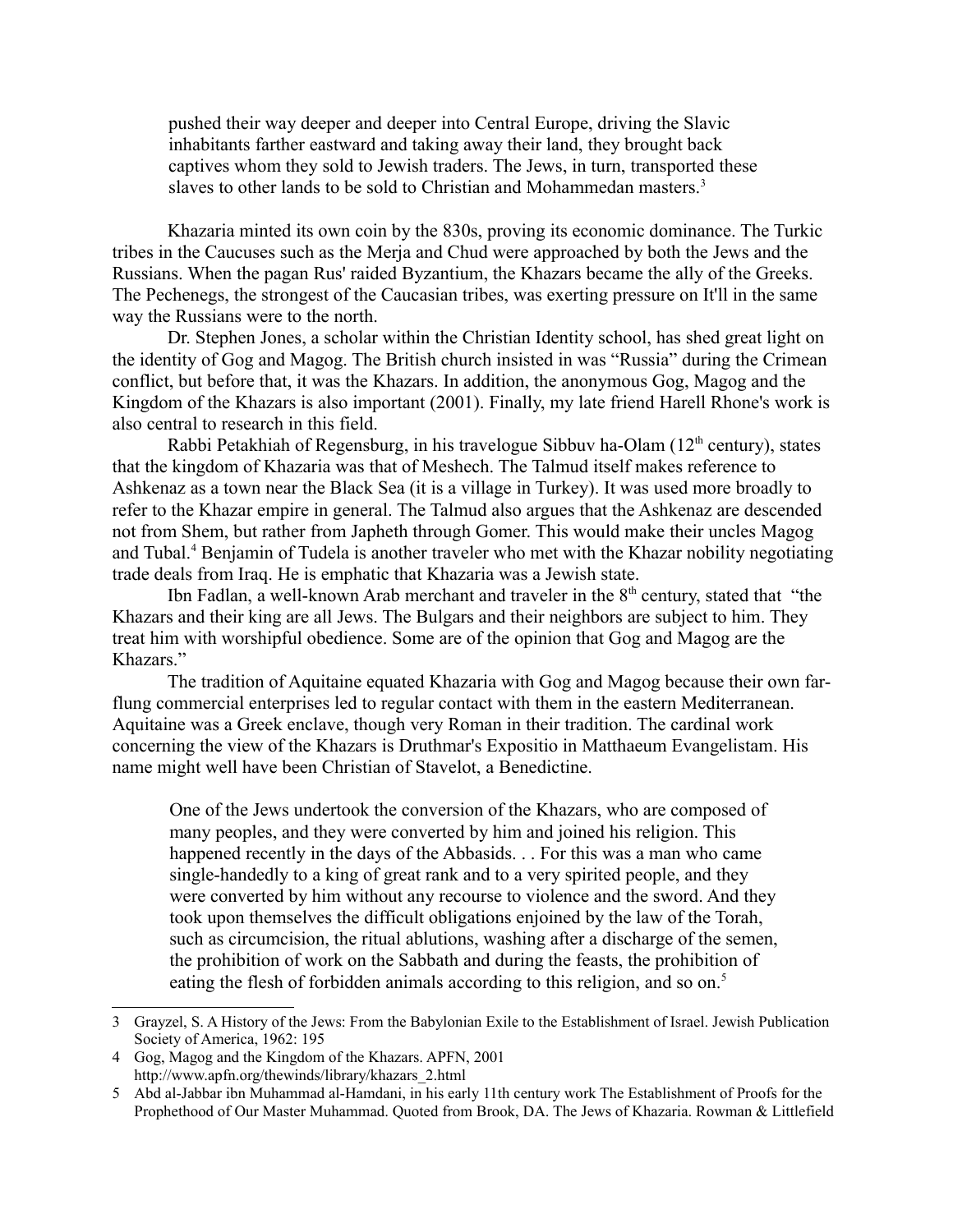pushed their way deeper and deeper into Central Europe, driving the Slavic inhabitants farther eastward and taking away their land, they brought back captives whom they sold to Jewish traders. The Jews, in turn, transported these slaves to other lands to be sold to Christian and Mohammedan masters.[3]

Khazaria minted its own coin by the 830s, proving its economic dominance. The Turkic tribes in the Caucuses such as the Merja and Chud were approached by both the Jews and the Russians. When the pagan Rus' raided Byzantium, the Khazars became the ally of the Greeks. The Pechenegs, the strongest of the Caucasian tribes, was exerting pressure on It'll in the same way the Russians were to the north.

Dr. Stephen Jones, a scholar within the Christian Identity school, has shed great light on the identity of Gog and Magog. The British church insisted in was "Russia" during the Crimean conflict, but before that, it was the Khazars. In addition, the anonymous Gog, Magog and the Kingdom of the Khazars is also important (2001). Finally, my late friend Harell Rhone's work is also central to research in this field.

Rabbi Petakhiah of Regensburg, in his travelogue Sibbuv ha-Olam (12th century), states that the kingdom of Khazaria was that of Meshech. The Talmud itself makes reference to Ashkenaz as a town near the Black Sea (it is a village in Turkey). It was used more broadly to refer to the Khazar empire in general. The Talmud also argues that the Ashkenaz are descended not from Shem, but rather from Japheth through Gomer. This would make their uncles Magog and Tubal.[4] Benjamin of Tudela is another traveler who met with the Khazar nobility negotiating trade deals from Iraq. He is emphatic that Khazaria was a Jewish state.

Ibn Fadlan, a well-known Arab merchant and traveler in the 8th century, stated that "the Khazars and their king are all Jews. The Bulgars and their neighbors are subject to him. They treat him with worshipful obedience. Some are of the opinion that Gog and Magog are the Khazars."

The tradition of Aquitaine equated Khazaria with Gog and Magog because their own far-flung commercial enterprises led to regular contact with them in the eastern Mediterranean. Aquitaine was a Greek enclave, though very Roman in their tradition. The cardinal work concerning the view of the Khazars is Druthmar's Expositio in Matthaeum Evangelistam. His name might well have been Christian of Stavelot, a Benedictine.

> One of the Jews undertook the conversion of the Khazars, who are composed of many peoples, and they were converted by him and joined his religion. This happened recently in the days of the Abbasids. . . For this was a man who came single-handedly to a king of great rank and to a very spirited people, and they were converted by him without any recourse to violence and the sword. And they took upon themselves the difficult obligations enjoined by the law of the Torah, such as circumcision, the ritual ablutions, washing after a discharge of the semen, the prohibition of work on the Sabbath and during the feasts, the prohibition of eating the flesh of forbidden animals according to this religion, and so on.[5]

---

3 Grayzel, S. A History of the Jews: From the Babylonian Exile to the Establishment of Israel. Jewish Publication Society of America, 1962: 195

4 Gog, Magog and the Kingdom of the Khazars. APFN, 2001 http://www.apfn.org/thewinds/library/khazars_2.html

5 Abd al-Jabbar ibn Muhammad al-Hamdani, in his early 11th century work The Establishment of Proofs for the Prophethood of Our Master Muhammad. Quoted from Brook, DA. The Jews of Khazaria. Rowman & Littlefield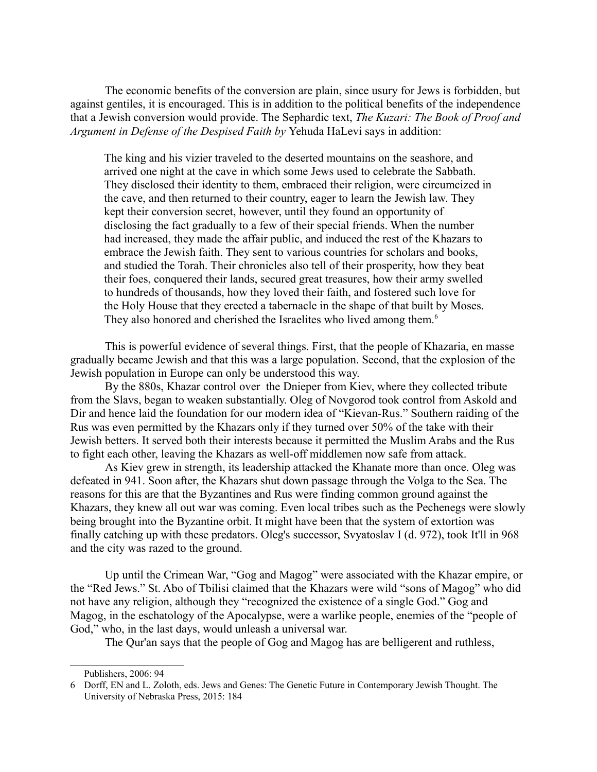The economic benefits of the conversion are plain, since usury for Jews is forbidden, but against gentiles, it is encouraged. This is in addition to the political benefits of the independence that a Jewish conversion would provide. The Sephardic text, *The Kuzari: The Book of Proof and Argument in Defense of the Despised Faith by* Yehuda HaLevi says in addition:

> The king and his vizier traveled to the deserted mountains on the seashore, and arrived one night at the cave in which some Jews used to celebrate the Sabbath. They disclosed their identity to them, embraced their religion, were circumcized in the cave, and then returned to their country, eager to learn the Jewish law. They kept their conversion secret, however, until they found an opportunity of disclosing the fact gradually to a few of their special friends. When the number had increased, they made the affair public, and induced the rest of the Khazars to embrace the Jewish faith. They sent to various countries for scholars and books, and studied the Torah. Their chronicles also tell of their prosperity, how they beat their foes, conquered their lands, secured great treasures, how their army swelled to hundreds of thousands, how they loved their faith, and fostered such love for the Holy House that they erected a tabernacle in the shape of that built by Moses. They also honored and cherished the Israelites who lived among them.[6]

This is powerful evidence of several things. First, that the people of Khazaria, en masse gradually became Jewish and that this was a large population. Second, that the explosion of the Jewish population in Europe can only be understood this way.

By the 880s, Khazar control over the Dnieper from Kiev, where they collected tribute from the Slavs, began to weaken substantially. Oleg of Novgorod took control from Askold and Dir and hence laid the foundation for our modern idea of "Kievan-Rus." Southern raiding of the Rus was even permitted by the Khazars only if they turned over 50% of the take with their Jewish betters. It served both their interests because it permitted the Muslim Arabs and the Rus to fight each other, leaving the Khazars as well-off middlemen now safe from attack.

As Kiev grew in strength, its leadership attacked the Khanate more than once. Oleg was defeated in 941. Soon after, the Khazars shut down passage through the Volga to the Sea. The reasons for this are that the Byzantines and Rus were finding common ground against the Khazars, they knew all out war was coming. Even local tribes such as the Pechenegs were slowly being brought into the Byzantine orbit. It might have been that the system of extortion was finally catching up with these predators. Oleg's successor, Svyatoslav I (d. 972), took It'll in 968 and the city was razed to the ground.

Up until the Crimean War, "Gog and Magog" were associated with the Khazar empire, or the "Red Jews." St. Abo of Tbilisi claimed that the Khazars were wild "sons of Magog" who did not have any religion, although they "recognized the existence of a single God." Gog and Magog, in the eschatology of the Apocalypse, were a warlike people, enemies of the "people of God," who, in the last days, would unleash a universal war.

The Qur'an says that the people of Gog and Magog has are belligerent and ruthless,

---

Publishers, 2006: 94

6 Dorff, EN and L. Zoloth, eds. Jews and Genes: The Genetic Future in Contemporary Jewish Thought. The University of Nebraska Press, 2015: 184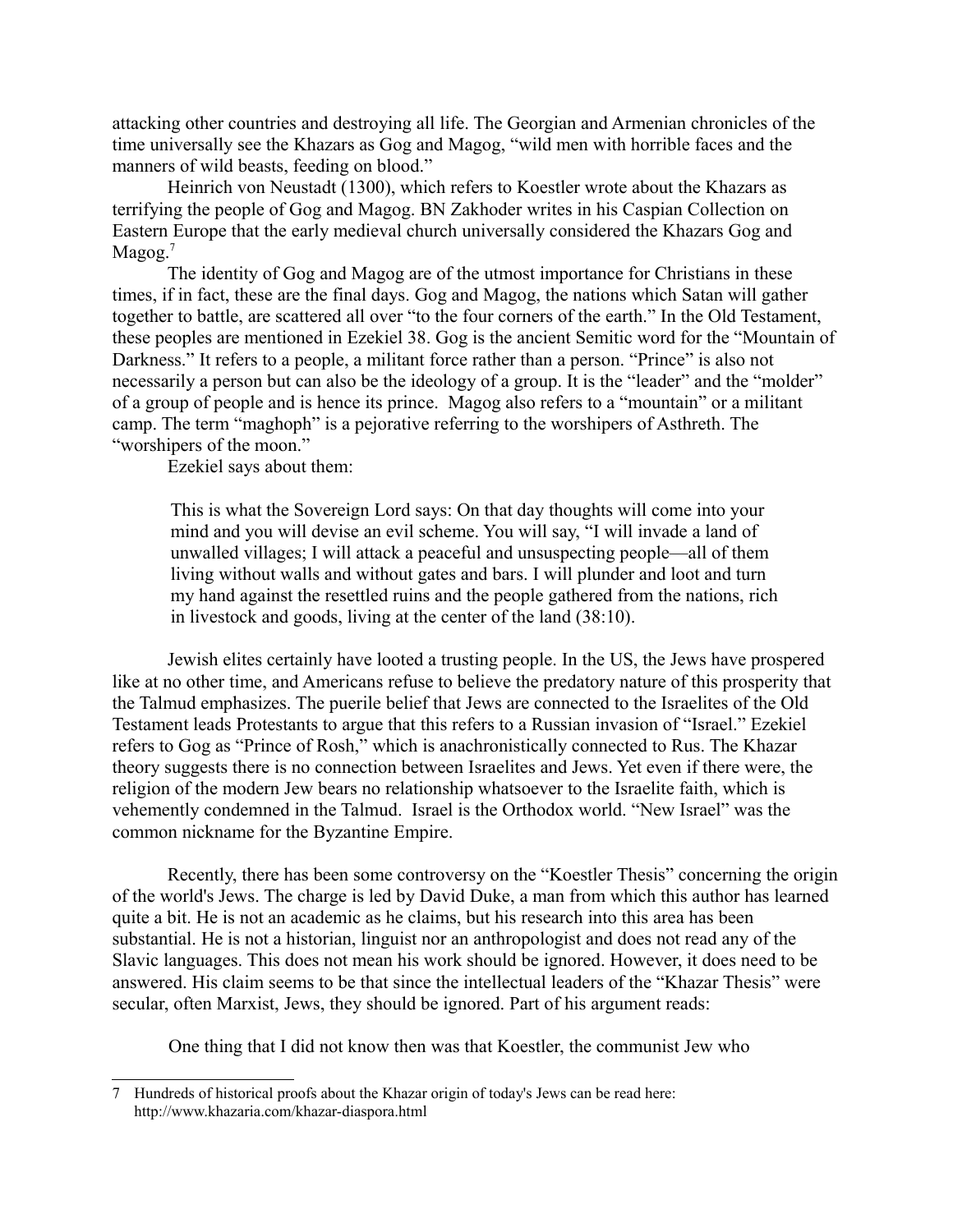attacking other countries and destroying all life. The Georgian and Armenian chronicles of the time universally see the Khazars as Gog and Magog, "wild men with horrible faces and the manners of wild beasts, feeding on blood."

Heinrich von Neustadt (1300), which refers to Koestler wrote about the Khazars as terrifying the people of Gog and Magog. BN Zakhoder writes in his Caspian Collection on Eastern Europe that the early medieval church universally considered the Khazars Gog and Magog.[7]

The identity of Gog and Magog are of the utmost importance for Christians in these times, if in fact, these are the final days. Gog and Magog, the nations which Satan will gather together to battle, are scattered all over "to the four corners of the earth." In the Old Testament, these peoples are mentioned in Ezekiel 38. Gog is the ancient Semitic word for the "Mountain of Darkness." It refers to a people, a militant force rather than a person. "Prince" is also not necessarily a person but can also be the ideology of a group. It is the "leader" and the "molder" of a group of people and is hence its prince. Magog also refers to a "mountain" or a militant camp. The term "maghoph" is a pejorative referring to the worshipers of Asthreth. The "worshipers of the moon."

Ezekiel says about them:

> This is what the Sovereign Lord says: On that day thoughts will come into your mind and you will devise an evil scheme. You will say, "I will invade a land of unwalled villages; I will attack a peaceful and unsuspecting people—all of them living without walls and without gates and bars. I will plunder and loot and turn my hand against the resettled ruins and the people gathered from the nations, rich in livestock and goods, living at the center of the land (38:10).

Jewish elites certainly have looted a trusting people. In the US, the Jews have prospered like at no other time, and Americans refuse to believe the predatory nature of this prosperity that the Talmud emphasizes. The puerile belief that Jews are connected to the Israelites of the Old Testament leads Protestants to argue that this refers to a Russian invasion of "Israel." Ezekiel refers to Gog as "Prince of Rosh," which is anachronistically connected to Rus. The Khazar theory suggests there is no connection between Israelites and Jews. Yet even if there were, the religion of the modern Jew bears no relationship whatsoever to the Israelite faith, which is vehemently condemned in the Talmud. Israel is the Orthodox world. "New Israel" was the common nickname for the Byzantine Empire.

Recently, there has been some controversy on the "Koestler Thesis" concerning the origin of the world's Jews. The charge is led by David Duke, a man from which this author has learned quite a bit. He is not an academic as he claims, but his research into this area has been substantial. He is not a historian, linguist nor an anthropologist and does not read any of the Slavic languages. This does not mean his work should be ignored. However, it does need to be answered. His claim seems to be that since the intellectual leaders of the "Khazar Thesis" were secular, often Marxist, Jews, they should be ignored. Part of his argument reads:

> One thing that I did not know then was that Koestler, the communist Jew who

---

7 Hundreds of historical proofs about the Khazar origin of today's Jews can be read here: http://www.khazaria.com/khazar-diaspora.html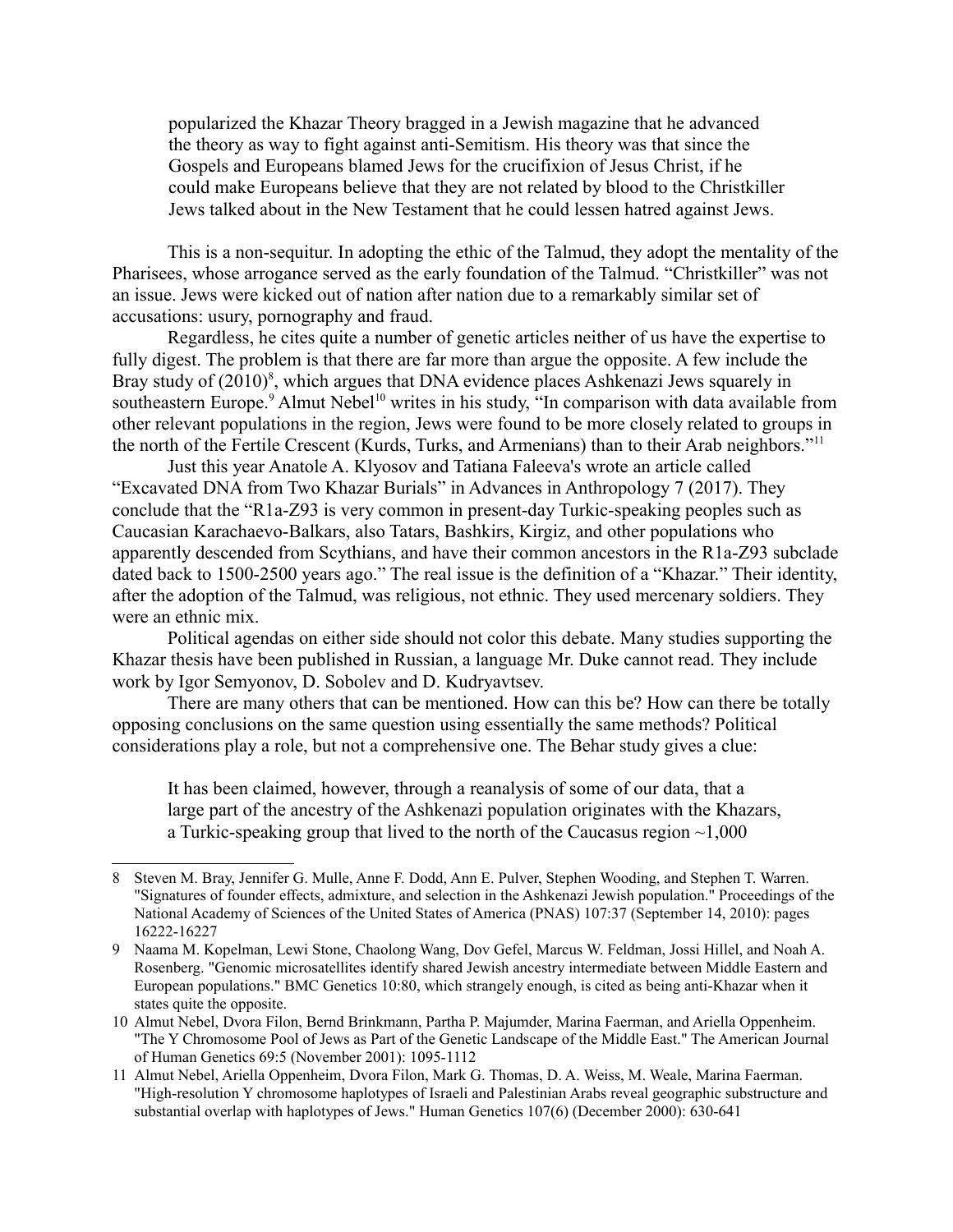> popularized the Khazar Theory bragged in a Jewish magazine that he advanced the theory as way to fight against anti-Semitism. His theory was that since the Gospels and Europeans blamed Jews for the crucifixion of Jesus Christ, if he could make Europeans believe that they are not related by blood to the Christkiller Jews talked about in the New Testament that he could lessen hatred against Jews.

This is a non-sequitur. In adopting the ethic of the Talmud, they adopt the mentality of the Pharisees, whose arrogance served as the early foundation of the Talmud. "Christkiller" was not an issue. Jews were kicked out of nation after nation due to a remarkably similar set of accusations: usury, pornography and fraud.

Regardless, he cites quite a number of genetic articles neither of us have the expertise to fully digest. The problem is that there are far more than argue the opposite. A few include the Bray study of (2010)[8], which argues that DNA evidence places Ashkenazi Jews squarely in southeastern Europe.[9] Almut Nebel[10] writes in his study, "In comparison with data available from other relevant populations in the region, Jews were found to be more closely related to groups in the north of the Fertile Crescent (Kurds, Turks, and Armenians) than to their Arab neighbors."[11]

Just this year Anatole A. Klyosov and Tatiana Faleeva's wrote an article called "Excavated DNA from Two Khazar Burials" in Advances in Anthropology 7 (2017). They conclude that the "R1a-Z93 is very common in present-day Turkic-speaking peoples such as Caucasian Karachaevo-Balkars, also Tatars, Bashkirs, Kirgiz, and other populations who apparently descended from Scythians, and have their common ancestors in the R1a-Z93 subclade dated back to 1500-2500 years ago." The real issue is the definition of a "Khazar." Their identity, after the adoption of the Talmud, was religious, not ethnic. They used mercenary soldiers. They were an ethnic mix.

Political agendas on either side should not color this debate. Many studies supporting the Khazar thesis have been published in Russian, a language Mr. Duke cannot read. They include work by Igor Semyonov, D. Sobolev and D. Kudryavtsev.

There are many others that can be mentioned. How can this be? How can there be totally opposing conclusions on the same question using essentially the same methods? Political considerations play a role, but not a comprehensive one. The Behar study gives a clue:

> It has been claimed, however, through a reanalysis of some of our data, that a large part of the ancestry of the Ashkenazi population originates with the Khazars, a Turkic-speaking group that lived to the north of the Caucasus region ~1,000

---

8 Steven M. Bray, Jennifer G. Mulle, Anne F. Dodd, Ann E. Pulver, Stephen Wooding, and Stephen T. Warren. "Signatures of founder effects, admixture, and selection in the Ashkenazi Jewish population." Proceedings of the National Academy of Sciences of the United States of America (PNAS) 107:37 (September 14, 2010): pages 16222-16227

9 Naama M. Kopelman, Lewi Stone, Chaolong Wang, Dov Gefel, Marcus W. Feldman, Jossi Hillel, and Noah A. Rosenberg. "Genomic microsatellites identify shared Jewish ancestry intermediate between Middle Eastern and European populations." BMC Genetics 10:80, which strangely enough, is cited as being anti-Khazar when it states quite the opposite.

10 Almut Nebel, Dvora Filon, Bernd Brinkmann, Partha P. Majumder, Marina Faerman, and Ariella Oppenheim. "The Y Chromosome Pool of Jews as Part of the Genetic Landscape of the Middle East." The American Journal of Human Genetics 69:5 (November 2001): 1095-1112

11 Almut Nebel, Ariella Oppenheim, Dvora Filon, Mark G. Thomas, D. A. Weiss, M. Weale, Marina Faerman. "High-resolution Y chromosome haplotypes of Israeli and Palestinian Arabs reveal geographic substructure and substantial overlap with haplotypes of Jews." Human Genetics 107(6) (December 2000): 630-641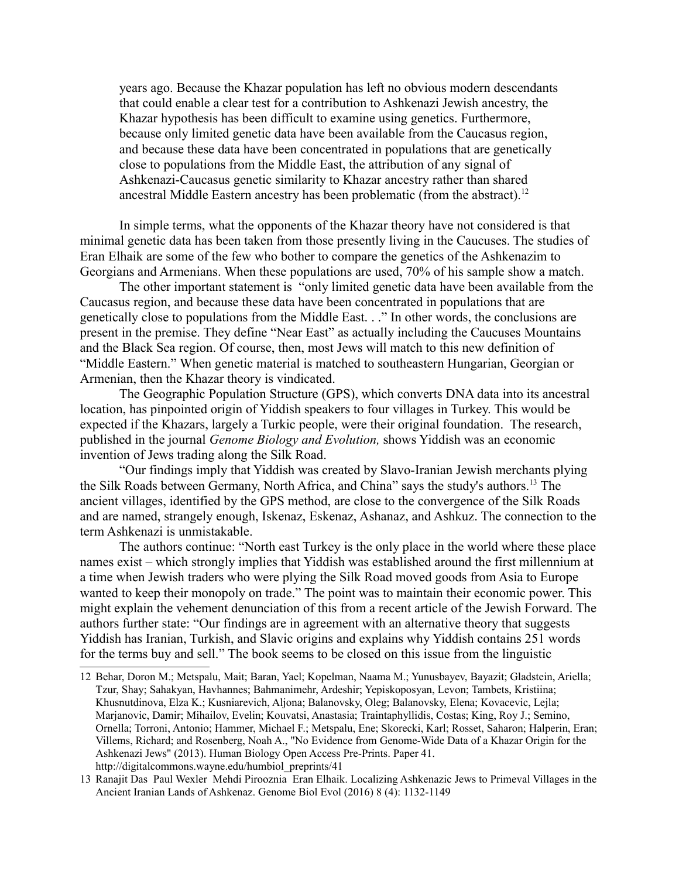> years ago. Because the Khazar population has left no obvious modern descendants that could enable a clear test for a contribution to Ashkenazi Jewish ancestry, the Khazar hypothesis has been difficult to examine using genetics. Furthermore, because only limited genetic data have been available from the Caucasus region, and because these data have been concentrated in populations that are genetically close to populations from the Middle East, the attribution of any signal of Ashkenazi-Caucasus genetic similarity to Khazar ancestry rather than shared ancestral Middle Eastern ancestry has been problematic (from the abstract).[12]

In simple terms, what the opponents of the Khazar theory have not considered is that minimal genetic data has been taken from those presently living in the Caucuses. The studies of Eran Elhaik are some of the few who bother to compare the genetics of the Ashkenazim to Georgians and Armenians. When these populations are used, 70% of his sample show a match.

The other important statement is "only limited genetic data have been available from the Caucasus region, and because these data have been concentrated in populations that are genetically close to populations from the Middle East. . ." In other words, the conclusions are present in the premise. They define "Near East" as actually including the Caucuses Mountains and the Black Sea region. Of course, then, most Jews will match to this new definition of "Middle Eastern." When genetic material is matched to southeastern Hungarian, Georgian or Armenian, then the Khazar theory is vindicated.

The Geographic Population Structure (GPS), which converts DNA data into its ancestral location, has pinpointed origin of Yiddish speakers to four villages in Turkey. This would be expected if the Khazars, largely a Turkic people, were their original foundation. The research, published in the journal *Genome Biology and Evolution,* shows Yiddish was an economic invention of Jews trading along the Silk Road.

"Our findings imply that Yiddish was created by Slavo-Iranian Jewish merchants plying the Silk Roads between Germany, North Africa, and China" says the study's authors.[13] The ancient villages, identified by the GPS method, are close to the convergence of the Silk Roads and are named, strangely enough, Iskenaz, Eskenaz, Ashanaz, and Ashkuz. The connection to the term Ashkenazi is unmistakable.

The authors continue: "North east Turkey is the only place in the world where these place names exist – which strongly implies that Yiddish was established around the first millennium at a time when Jewish traders who were plying the Silk Road moved goods from Asia to Europe wanted to keep their monopoly on trade." The point was to maintain their economic power. This might explain the vehement denunciation of this from a recent article of the Jewish Forward. The authors further state: "Our findings are in agreement with an alternative theory that suggests Yiddish has Iranian, Turkish, and Slavic origins and explains why Yiddish contains 251 words for the terms buy and sell." The book seems to be closed on this issue from the linguistic

---

12 Behar, Doron M.; Metspalu, Mait; Baran, Yael; Kopelman, Naama M.; Yunusbayev, Bayazit; Gladstein, Ariella; Tzur, Shay; Sahakyan, Havhannes; Bahmanimehr, Ardeshir; Yepiskoposyan, Levon; Tambets, Kristiina; Khusnutdinova, Elza K.; Kusniarevich, Aljona; Balanovsky, Oleg; Balanovsky, Elena; Kovacevic, Lejla; Marjanovic, Damir; Mihailov, Evelin; Kouvatsi, Anastasia; Traintaphyllidis, Costas; King, Roy J.; Semino, Ornella; Torroni, Antonio; Hammer, Michael F.; Metspalu, Ene; Skorecki, Karl; Rosset, Saharon; Halperin, Eran; Villems, Richard; and Rosenberg, Noah A., "No Evidence from Genome-Wide Data of a Khazar Origin for the Ashkenazi Jews" (2013). Human Biology Open Access Pre-Prints. Paper 41. http://digitalcommons.wayne.edu/humbiol_preprints/41

13 Ranajit Das Paul Wexler Mehdi Pirooznia Eran Elhaik. Localizing Ashkenazic Jews to Primeval Villages in the Ancient Iranian Lands of Ashkenaz. Genome Biol Evol (2016) 8 (4): 1132-1149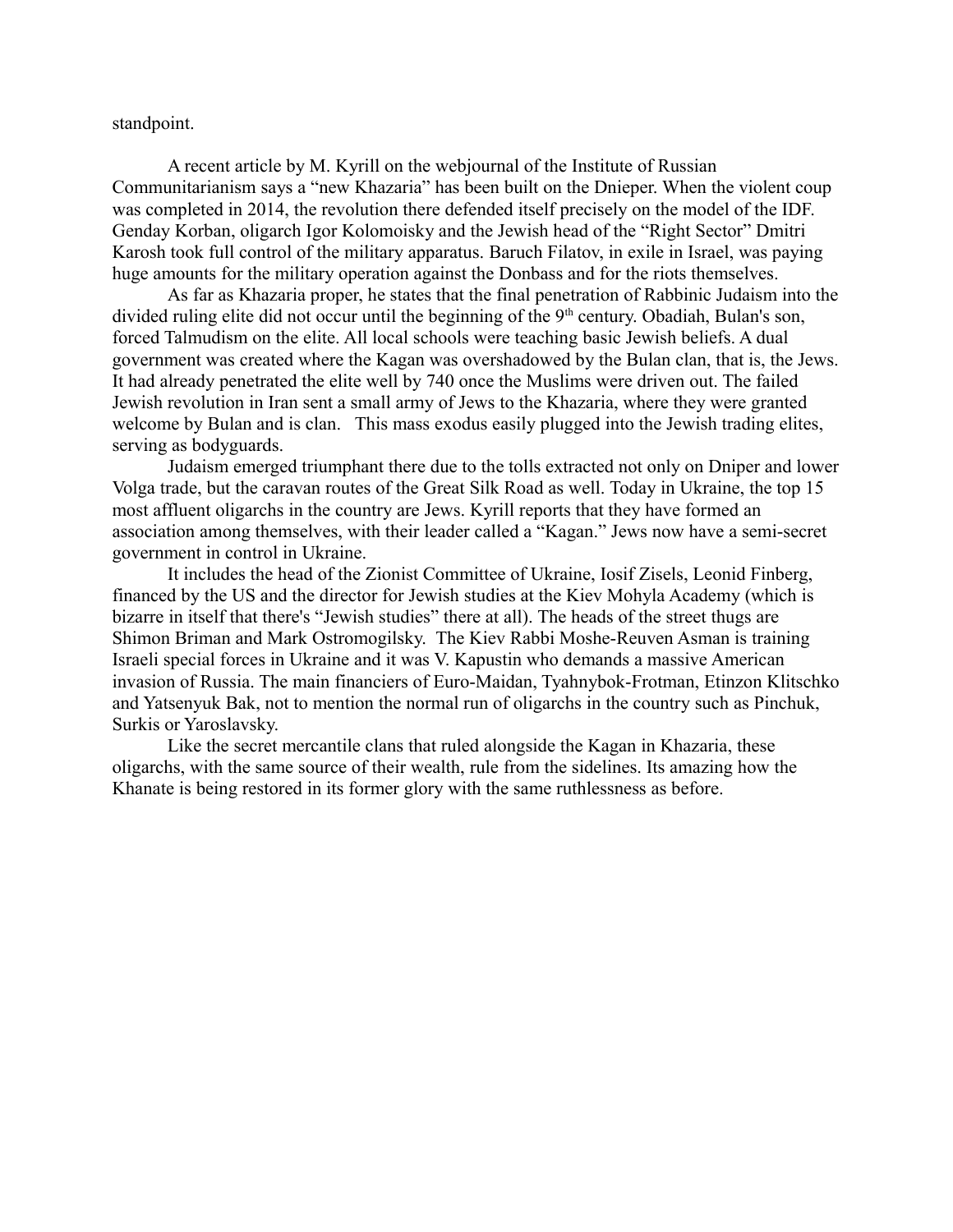standpoint.

A recent article by M. Kyrill on the webjournal of the Institute of Russian Communitarianism says a "new Khazaria" has been built on the Dnieper. When the violent coup was completed in 2014, the revolution there defended itself precisely on the model of the IDF. Genday Korban, oligarch Igor Kolomoisky and the Jewish head of the "Right Sector" Dmitri Karosh took full control of the military apparatus. Baruch Filatov, in exile in Israel, was paying huge amounts for the military operation against the Donbass and for the riots themselves.

As far as Khazaria proper, he states that the final penetration of Rabbinic Judaism into the divided ruling elite did not occur until the beginning of the 9th century. Obadiah, Bulan's son, forced Talmudism on the elite. All local schools were teaching basic Jewish beliefs. A dual government was created where the Kagan was overshadowed by the Bulan clan, that is, the Jews. It had already penetrated the elite well by 740 once the Muslims were driven out. The failed Jewish revolution in Iran sent a small army of Jews to the Khazaria, where they were granted welcome by Bulan and is clan. This mass exodus easily plugged into the Jewish trading elites, serving as bodyguards.

Judaism emerged triumphant there due to the tolls extracted not only on Dniper and lower Volga trade, but the caravan routes of the Great Silk Road as well. Today in Ukraine, the top 15 most affluent oligarchs in the country are Jews. Kyrill reports that they have formed an association among themselves, with their leader called a "Kagan." Jews now have a semi-secret government in control in Ukraine.

It includes the head of the Zionist Committee of Ukraine, Iosif Zisels, Leonid Finberg, financed by the US and the director for Jewish studies at the Kiev Mohyla Academy (which is bizarre in itself that there's "Jewish studies" there at all). The heads of the street thugs are Shimon Briman and Mark Ostromogilsky. The Kiev Rabbi Moshe-Reuven Asman is training Israeli special forces in Ukraine and it was V. Kapustin who demands a massive American invasion of Russia. The main financiers of Euro-Maidan, Tyahnybok-Frotman, Etinzon Klitschko and Yatsenyuk Bak, not to mention the normal run of oligarchs in the country such as Pinchuk, Surkis or Yaroslavsky.

Like the secret mercantile clans that ruled alongside the Kagan in Khazaria, these oligarchs, with the same source of their wealth, rule from the sidelines. Its amazing how the Khanate is being restored in its former glory with the same ruthlessness as before.